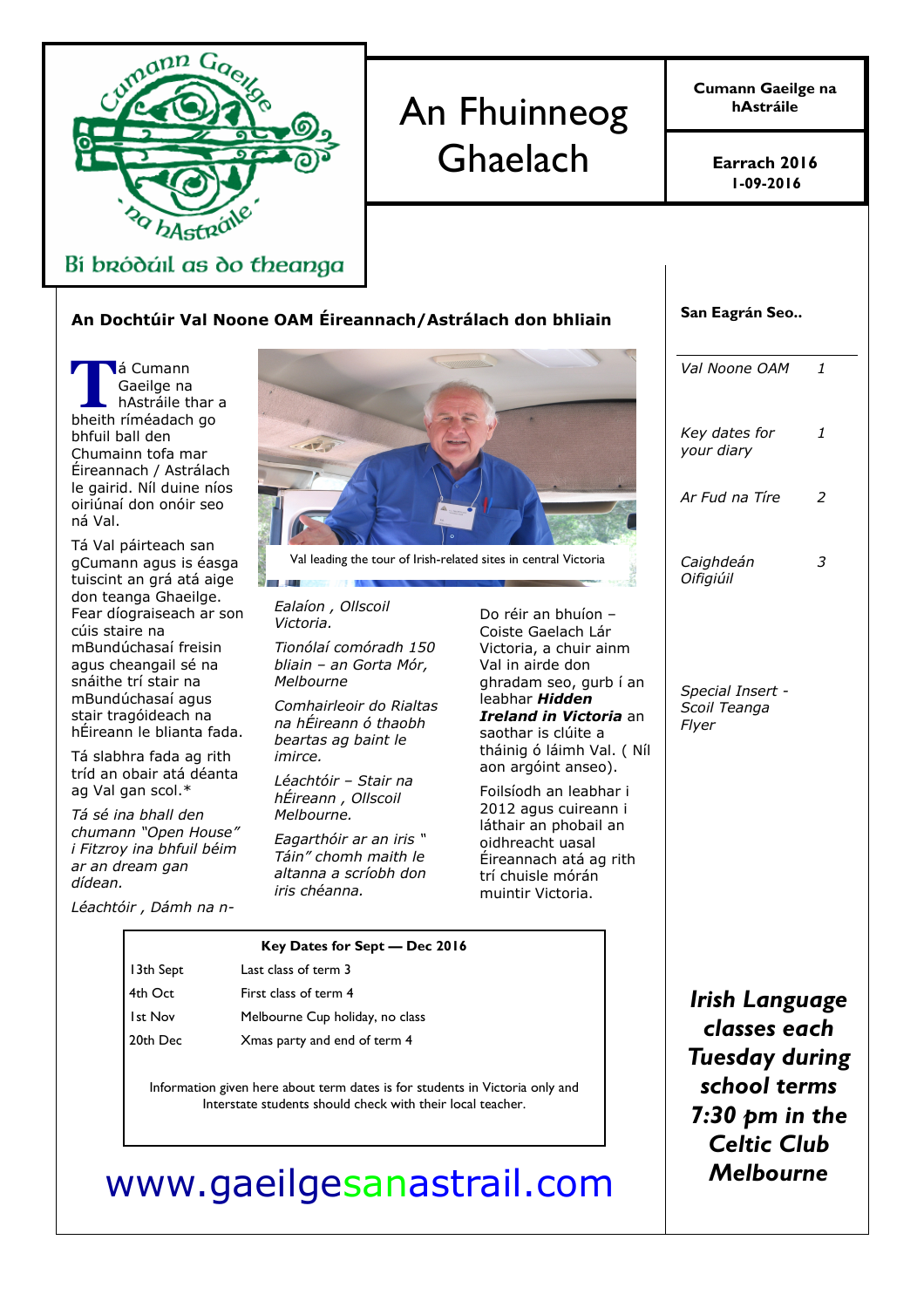Cumann Gaeilge na hAstráile

Bí bródúil as do theanga

# An Fhuinneog Ghaelach

**Cumann Gaeilge na hAstráile**

**Earrach 2016**
**1-09-2016**

## An Dochtúir Val Noone OAM Éireannach/Astrálach don bhliain

Tá Cumann Gaeilge na hAstráile thar a bheith ríméadach go bhfuil ball den Chumainn tofa mar Éireannach / Astrálach le gairid. Níl duine níos oiriúnaí don onóir seo ná Val.

Tá Val páirteach san gCumann agus is éasga tuiscint an grá atá aige don teanga Ghaeilge. Fear díograiseach ar son cúis staire na mBundúchasaí freisin agus cheangail sé na snáithe trí stair na mBundúchasaí agus stair tragóideach na hÉireann le blianta fada.

Tá slabhra fada ag rith tríd an obair atá déanta ag Val gan scol.*

*Tá sé ina bhall den chumann "Open House" i Fitzroy ina bhfuil béim ar an dream gan dídean.*

*Léachtóir , Dámh na n-Ealaíon , Ollscoil Victoria.*

*Tionólaí comóradh 150 bliain – an Gorta Mór, Melbourne*

*Comhairleoir do Rialtas na hÉireann ó thaobh beartas ag baint le imirce.*

*Léachtóir – Stair na hÉireann , Ollscoil Melbourne.*

*Eagarthóir ar an iris " Táin" chomh maith le altanna a scríobh don iris chéanna.*

Val leading the tour of Irish-related sites in central Victoria

Do réir an bhuíon – Coiste Gaelach Lár Victoria, a chuir ainm Val in airde don ghradam seo, gurb í an leabhar ***Hidden Ireland in Victoria*** an saothar is clúite a tháinig ó láimh Val. ( Níl aon argóint anseo).

Foilsíodh an leabhar i 2012 agus cuireann i láthair an phobail an oidhreacht uasal Éireannach atá ag rith trí chuisle mórán muintir Victoria.

**Key Dates for Sept — Dec 2016**

| | |
|---|---|
| 13th Sept | Last class of term 3 |
| 4th Oct | First class of term 4 |
| 1st Nov | Melbourne Cup holiday, no class |
| 20th Dec | Xmas party and end of term 4 |

Information given here about term dates is for students in Victoria only and Interstate students should check with their local teacher.

www.gaeilgesanastrail.com

**San Eagrán Seo..**

| | |
|---|---|
| *Val Noone OAM* | *1* |
| *Key dates for your diary* | *1* |
| *Ar Fud na Tíre* | *2* |
| *Caighdeán Oifigiúil* | *3* |
| *Special Insert - Scoil Teanga Flyer* | |

***Irish Language classes each Tuesday during school terms 7:30 pm in the Celtic Club Melbourne***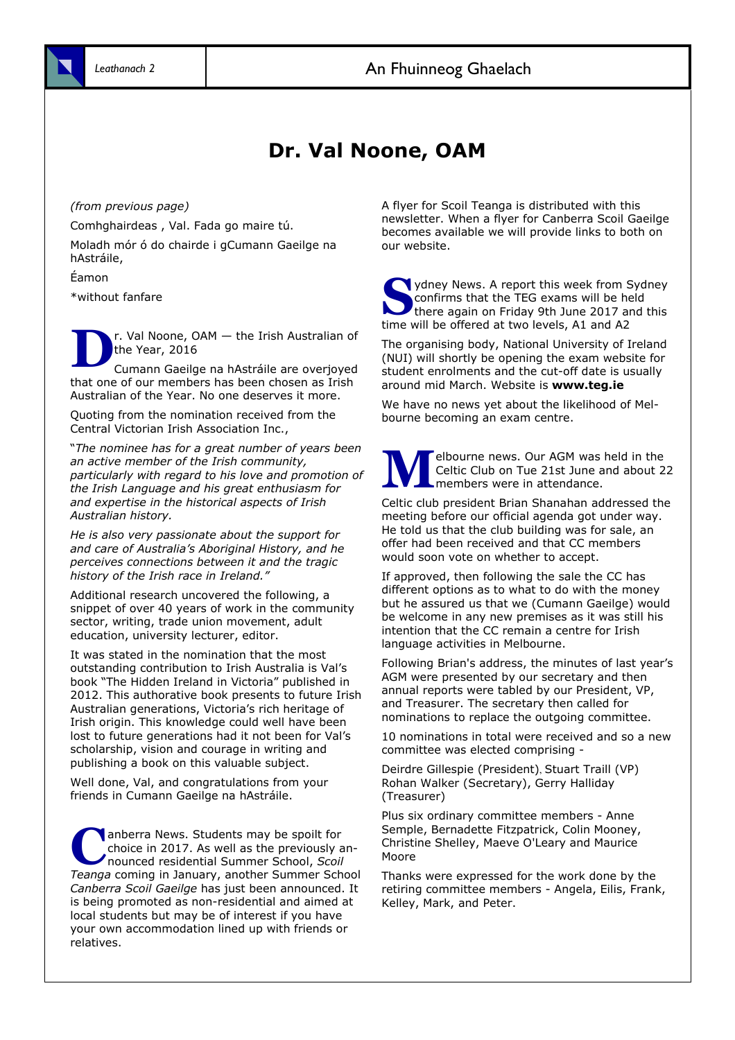# Dr. Val Noone, OAM

*(from previous page)*

Comhghairdeas , Val. Fada go maire tú.

Moladh mór ó do chairde i gCumann Gaeilge na hAstráile,

Éamon

*without fanfare

Dr. Val Noone, OAM — the Irish Australian of the Year, 2016

Cumann Gaeilge na hAstráile are overjoyed that one of our members has been chosen as Irish Australian of the Year. No one deserves it more.

Quoting from the nomination received from the Central Victorian Irish Association Inc.,

"*The nominee has for a great number of years been an active member of the Irish community, particularly with regard to his love and promotion of the Irish Language and his great enthusiasm for and expertise in the historical aspects of Irish Australian history.*

*He is also very passionate about the support for and care of Australia's Aboriginal History, and he perceives connections between it and the tragic history of the Irish race in Ireland."*

Additional research uncovered the following, a snippet of over 40 years of work in the community sector, writing, trade union movement, adult education, university lecturer, editor.

It was stated in the nomination that the most outstanding contribution to Irish Australia is Val's book "The Hidden Ireland in Victoria" published in 2012. This authorative book presents to future Irish Australian generations, Victoria's rich heritage of Irish origin. This knowledge could well have been lost to future generations had it not been for Val's scholarship, vision and courage in writing and publishing a book on this valuable subject.

Well done, Val, and congratulations from your friends in Cumann Gaeilge na hAstráile.

Canberra News. Students may be spoilt for choice in 2017. As well as the previously announced residential Summer School, *Scoil Teanga* coming in January, another Summer School *Canberra Scoil Gaeilge* has just been announced. It is being promoted as non-residential and aimed at local students but may be of interest if you have your own accommodation lined up with friends or relatives.

A flyer for Scoil Teanga is distributed with this newsletter. When a flyer for Canberra Scoil Gaeilge becomes available we will provide links to both on our website.

Sydney News. A report this week from Sydney confirms that the TEG exams will be held there again on Friday 9th June 2017 and this time will be offered at two levels, A1 and A2

The organising body, National University of Ireland (NUI) will shortly be opening the exam website for student enrolments and the cut-off date is usually around mid March. Website is **www.teg.ie**

We have no news yet about the likelihood of Melbourne becoming an exam centre.

Melbourne news. Our AGM was held in the Celtic Club on Tue 21st June and about 22 members were in attendance.

Celtic club president Brian Shanahan addressed the meeting before our official agenda got under way. He told us that the club building was for sale, an offer had been received and that CC members would soon vote on whether to accept.

If approved, then following the sale the CC has different options as to what to do with the money but he assured us that we (Cumann Gaeilge) would be welcome in any new premises as it was still his intention that the CC remain a centre for Irish language activities in Melbourne.

Following Brian's address, the minutes of last year's AGM were presented by our secretary and then annual reports were tabled by our President, VP, and Treasurer. The secretary then called for nominations to replace the outgoing committee.

10 nominations in total were received and so a new committee was elected comprising -

Deirdre Gillespie (President), Stuart Traill (VP) Rohan Walker (Secretary), Gerry Halliday (Treasurer)

Plus six ordinary committee members - Anne Semple, Bernadette Fitzpatrick, Colin Mooney, Christine Shelley, Maeve O'Leary and Maurice Moore

Thanks were expressed for the work done by the retiring committee members - Angela, Eilis, Frank, Kelley, Mark, and Peter.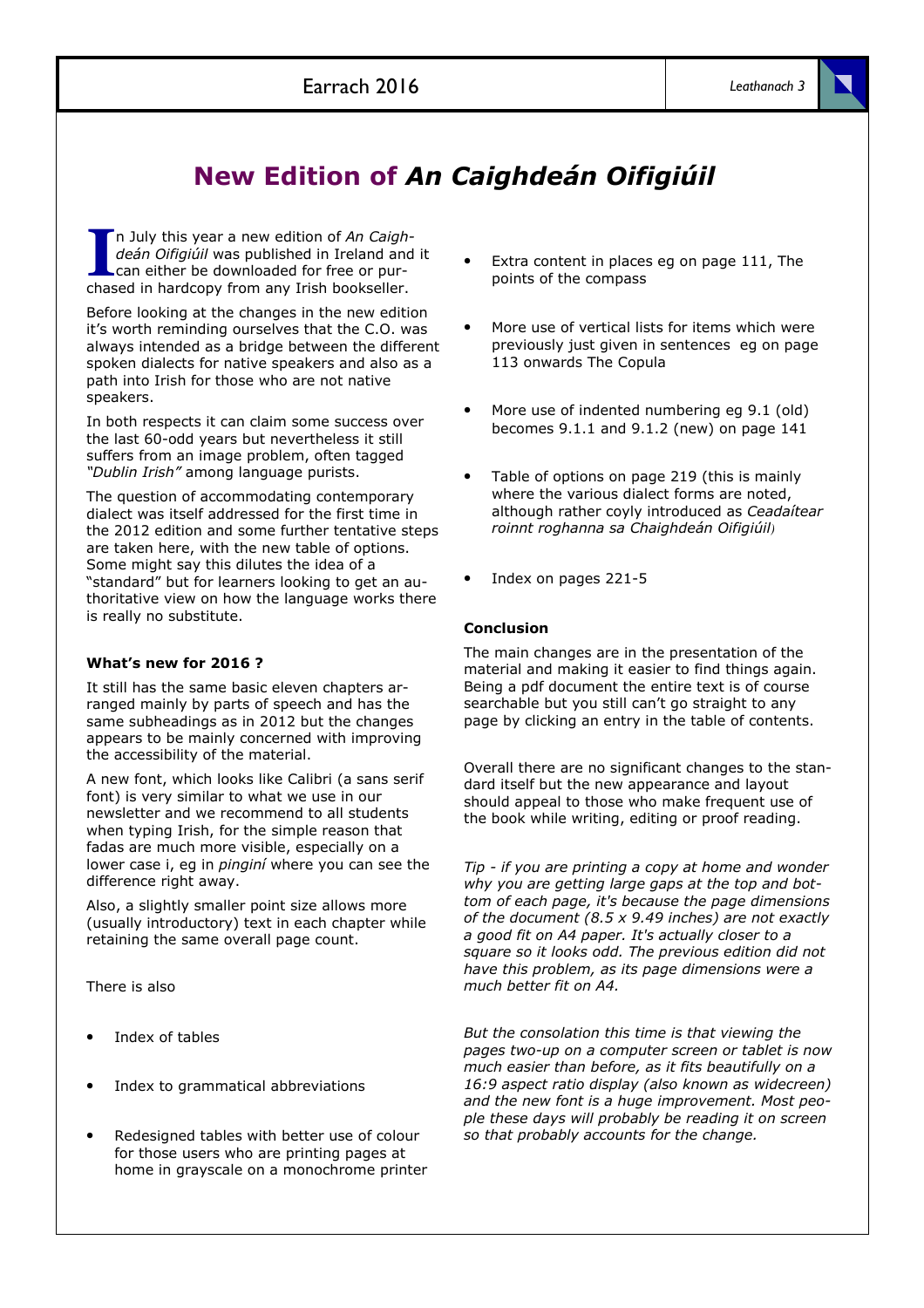# New Edition of *An Caighdeán Oifigiúil*

In July this year a new edition of *An Caighdeán Oifigiúil* was published in Ireland and it can either be downloaded for free or purchased in hardcopy from any Irish bookseller.

Before looking at the changes in the new edition it's worth reminding ourselves that the C.O. was always intended as a bridge between the different spoken dialects for native speakers and also as a path into Irish for those who are not native speakers.

In both respects it can claim some success over the last 60-odd years but nevertheless it still suffers from an image problem, often tagged *"Dublin Irish"* among language purists.

The question of accommodating contemporary dialect was itself addressed for the first time in the 2012 edition and some further tentative steps are taken here, with the new table of options. Some might say this dilutes the idea of a "standard" but for learners looking to get an authoritative view on how the language works there is really no substitute.

**What's new for 2016 ?**

It still has the same basic eleven chapters arranged mainly by parts of speech and has the same subheadings as in 2012 but the changes appears to be mainly concerned with improving the accessibility of the material.

A new font, which looks like Calibri (a sans serif font) is very similar to what we use in our newsletter and we recommend to all students when typing Irish, for the simple reason that fadas are much more visible, especially on a lower case i, eg in *pinginí* where you can see the difference right away.

Also, a slightly smaller point size allows more (usually introductory) text in each chapter while retaining the same overall page count.

There is also

- Index of tables
- Index to grammatical abbreviations
- Redesigned tables with better use of colour for those users who are printing pages at home in grayscale on a monochrome printer
- Extra content in places eg on page 111, The points of the compass
- More use of vertical lists for items which were previously just given in sentences eg on page 113 onwards The Copula
- More use of indented numbering eg 9.1 (old) becomes 9.1.1 and 9.1.2 (new) on page 141
- Table of options on page 219 (this is mainly where the various dialect forms are noted, although rather coyly introduced as *Ceadaítear roinnt roghanna sa Chaighdeán Oifigiúil)*
- Index on pages 221-5

**Conclusion**

The main changes are in the presentation of the material and making it easier to find things again. Being a pdf document the entire text is of course searchable but you still can't go straight to any page by clicking an entry in the table of contents.

Overall there are no significant changes to the standard itself but the new appearance and layout should appeal to those who make frequent use of the book while writing, editing or proof reading.

*Tip - if you are printing a copy at home and wonder why you are getting large gaps at the top and bottom of each page, it's because the page dimensions of the document (8.5 x 9.49 inches) are not exactly a good fit on A4 paper. It's actually closer to a square so it looks odd. The previous edition did not have this problem, as its page dimensions were a much better fit on A4.*

*But the consolation this time is that viewing the pages two-up on a computer screen or tablet is now much easier than before, as it fits beautifully on a 16:9 aspect ratio display (also known as widecreen) and the new font is a huge improvement. Most people these days will probably be reading it on screen so that probably accounts for the change.*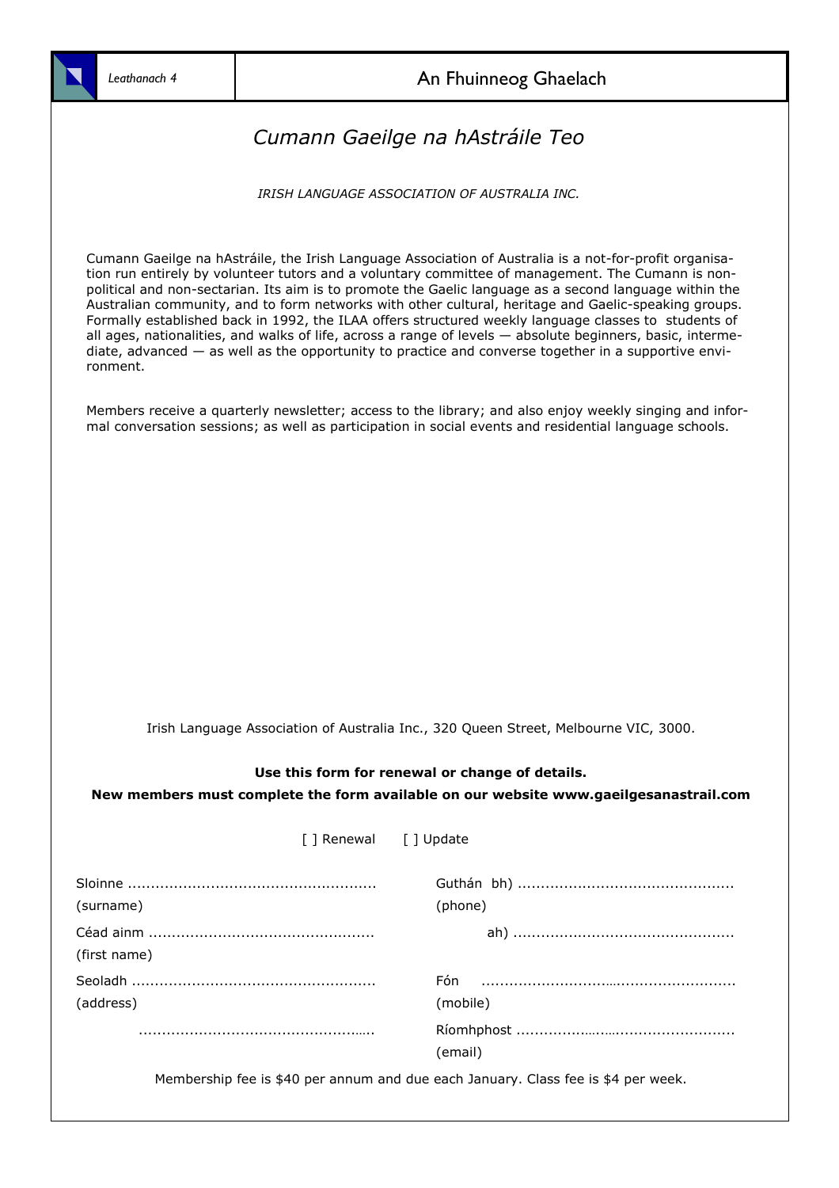# Cumann Gaeilge na hAstráile Teo

*IRISH LANGUAGE ASSOCIATION OF AUSTRALIA INC.*

Cumann Gaeilge na hAstráile, the Irish Language Association of Australia is a not-for-profit organisation run entirely by volunteer tutors and a voluntary committee of management. The Cumann is non-political and non-sectarian. Its aim is to promote the Gaelic language as a second language within the Australian community, and to form networks with other cultural, heritage and Gaelic-speaking groups. Formally established back in 1992, the ILAA offers structured weekly language classes to students of all ages, nationalities, and walks of life, across a range of levels — absolute beginners, basic, intermediate, advanced — as well as the opportunity to practice and converse together in a supportive environment.

Members receive a quarterly newsletter; access to the library; and also enjoy weekly singing and informal conversation sessions; as well as participation in social events and residential language schools.

Irish Language Association of Australia Inc., 320 Queen Street, Melbourne VIC, 3000.

**Use this form for renewal or change of details.**

**New members must complete the form available on our website www.gaeilgesanastrail.com**

[ ] Renewal [ ] Update

Sloinne ......................................................
(surname)

Céad ainm .................................................
(first name)

Seoladh .....................................................
(address)

...................................................

Guthán bh) ...............................................
(phone)

ah) ...............................................

Fón ...................................................
(mobile)

Ríomhphost ...............................................
(email)

Membership fee is $40 per annum and due each January. Class fee is $4 per week.